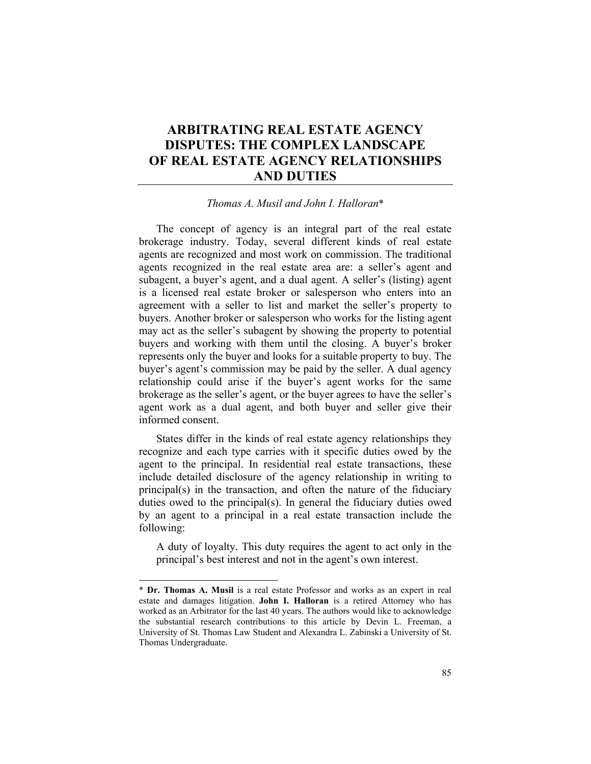# ARBITRATING REAL ESTATE AGENCY DISPUTES: THE COMPLEX LANDSCAPE OF REAL ESTATE AGENCY RELATIONSHIPS AND DUTIES

*Thomas A. Musil and John I. Halloran**

The concept of agency is an integral part of the real estate brokerage industry. Today, several different kinds of real estate agents are recognized and most work on commission. The traditional agents recognized in the real estate area are: a seller's agent and subagent, a buyer's agent, and a dual agent. A seller's (listing) agent is a licensed real estate broker or salesperson who enters into an agreement with a seller to list and market the seller's property to buyers. Another broker or salesperson who works for the listing agent may act as the seller's subagent by showing the property to potential buyers and working with them until the closing. A buyer's broker represents only the buyer and looks for a suitable property to buy. The buyer's agent's commission may be paid by the seller. A dual agency relationship could arise if the buyer's agent works for the same brokerage as the seller's agent, or the buyer agrees to have the seller's agent work as a dual agent, and both buyer and seller give their informed consent.

States differ in the kinds of real estate agency relationships they recognize and each type carries with it specific duties owed by the agent to the principal. In residential real estate transactions, these include detailed disclosure of the agency relationship in writing to principal(s) in the transaction, and often the nature of the fiduciary duties owed to the principal(s). In general the fiduciary duties owed by an agent to a principal in a real estate transaction include the following:

> A duty of loyalty. This duty requires the agent to act only in the principal's best interest and not in the agent's own interest.

---

\* **Dr. Thomas A. Musil** is a real estate Professor and works as an expert in real estate and damages litigation. **John I. Halloran** is a retired Attorney who has worked as an Arbitrator for the last 40 years. The authors would like to acknowledge the substantial research contributions to this article by Devin L. Freeman, a University of St. Thomas Law Student and Alexandra L. Zabinski a University of St. Thomas Undergraduate.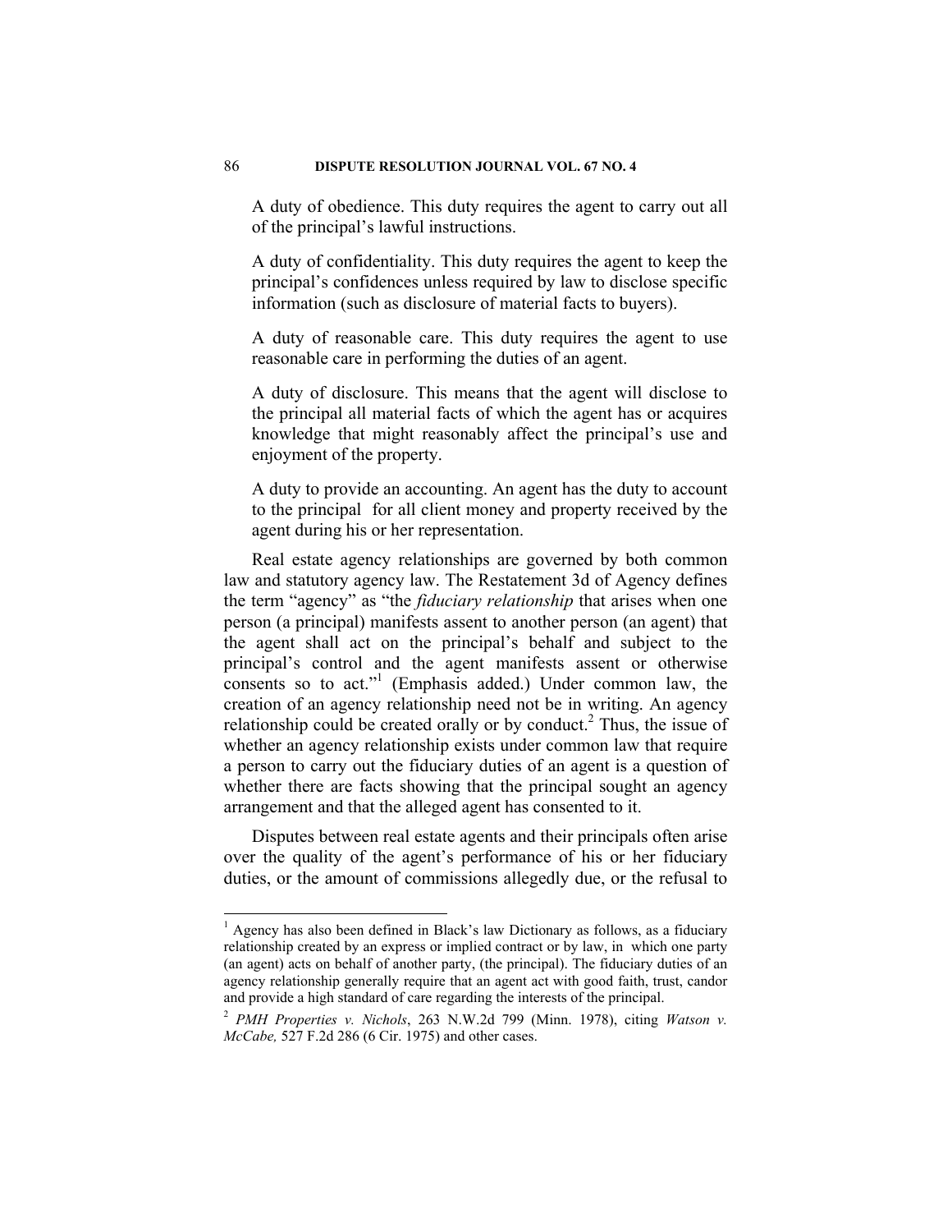A duty of obedience. This duty requires the agent to carry out all of the principal's lawful instructions.

A duty of confidentiality. This duty requires the agent to keep the principal's confidences unless required by law to disclose specific information (such as disclosure of material facts to buyers).

A duty of reasonable care. This duty requires the agent to use reasonable care in performing the duties of an agent.

A duty of disclosure. This means that the agent will disclose to the principal all material facts of which the agent has or acquires knowledge that might reasonably affect the principal's use and enjoyment of the property.

A duty to provide an accounting. An agent has the duty to account to the principal for all client money and property received by the agent during his or her representation.

Real estate agency relationships are governed by both common law and statutory agency law. The Restatement 3d of Agency defines the term "agency" as "the *fiduciary relationship* that arises when one person (a principal) manifests assent to another person (an agent) that the agent shall act on the principal's behalf and subject to the principal's control and the agent manifests assent or otherwise consents so to act."[1] (Emphasis added.) Under common law, the creation of an agency relationship need not be in writing. An agency relationship could be created orally or by conduct.[2] Thus, the issue of whether an agency relationship exists under common law that require a person to carry out the fiduciary duties of an agent is a question of whether there are facts showing that the principal sought an agency arrangement and that the alleged agent has consented to it.

Disputes between real estate agents and their principals often arise over the quality of the agent's performance of his or her fiduciary duties, or the amount of commissions allegedly due, or the refusal to

---

[1] Agency has also been defined in Black's law Dictionary as follows, as a fiduciary relationship created by an express or implied contract or by law, in which one party (an agent) acts on behalf of another party, (the principal). The fiduciary duties of an agency relationship generally require that an agent act with good faith, trust, candor and provide a high standard of care regarding the interests of the principal.

[2] *PMH Properties v. Nichols*, 263 N.W.2d 799 (Minn. 1978), citing *Watson v. McCabe,* 527 F.2d 286 (6 Cir. 1975) and other cases.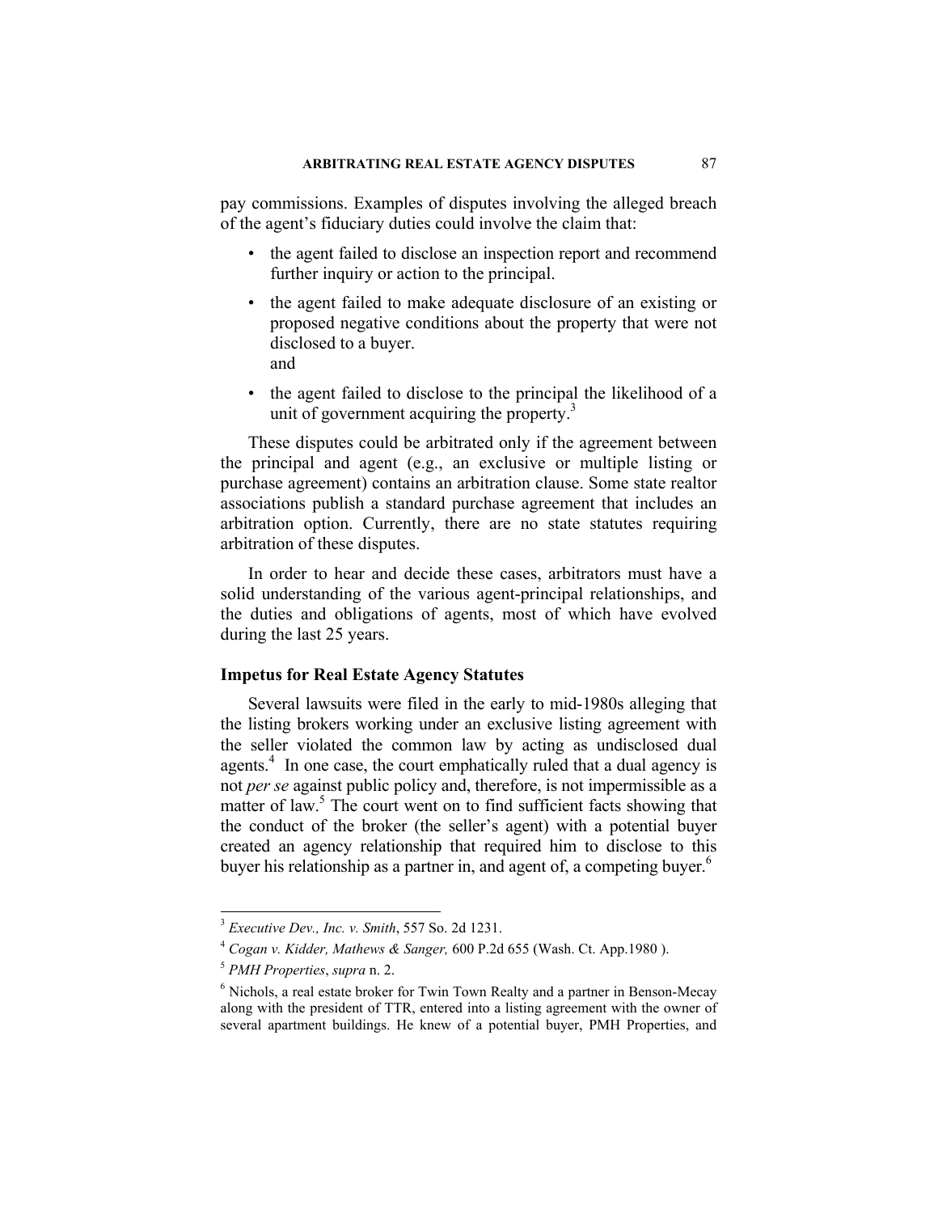pay commissions. Examples of disputes involving the alleged breach of the agent's fiduciary duties could involve the claim that:

- the agent failed to disclose an inspection report and recommend further inquiry or action to the principal.
- the agent failed to make adequate disclosure of an existing or proposed negative conditions about the property that were not disclosed to a buyer.
  and
- the agent failed to disclose to the principal the likelihood of a unit of government acquiring the property.[3]

These disputes could be arbitrated only if the agreement between the principal and agent (e.g., an exclusive or multiple listing or purchase agreement) contains an arbitration clause. Some state realtor associations publish a standard purchase agreement that includes an arbitration option. Currently, there are no state statutes requiring arbitration of these disputes.

In order to hear and decide these cases, arbitrators must have a solid understanding of the various agent-principal relationships, and the duties and obligations of agents, most of which have evolved during the last 25 years.

### Impetus for Real Estate Agency Statutes

Several lawsuits were filed in the early to mid-1980s alleging that the listing brokers working under an exclusive listing agreement with the seller violated the common law by acting as undisclosed dual agents.[4] In one case, the court emphatically ruled that a dual agency is not *per se* against public policy and, therefore, is not impermissible as a matter of law.[5] The court went on to find sufficient facts showing that the conduct of the broker (the seller's agent) with a potential buyer created an agency relationship that required him to disclose to this buyer his relationship as a partner in, and agent of, a competing buyer.[6]

---

[3] *Executive Dev., Inc. v. Smith*, 557 So. 2d 1231.

[4] *Cogan v. Kidder, Mathews & Sanger,* 600 P.2d 655 (Wash. Ct. App.1980 ).

[5] *PMH Properties*, *supra* n. 2.

[6] Nichols, a real estate broker for Twin Town Realty and a partner in Benson-Mecay along with the president of TTR, entered into a listing agreement with the owner of several apartment buildings. He knew of a potential buyer, PMH Properties, and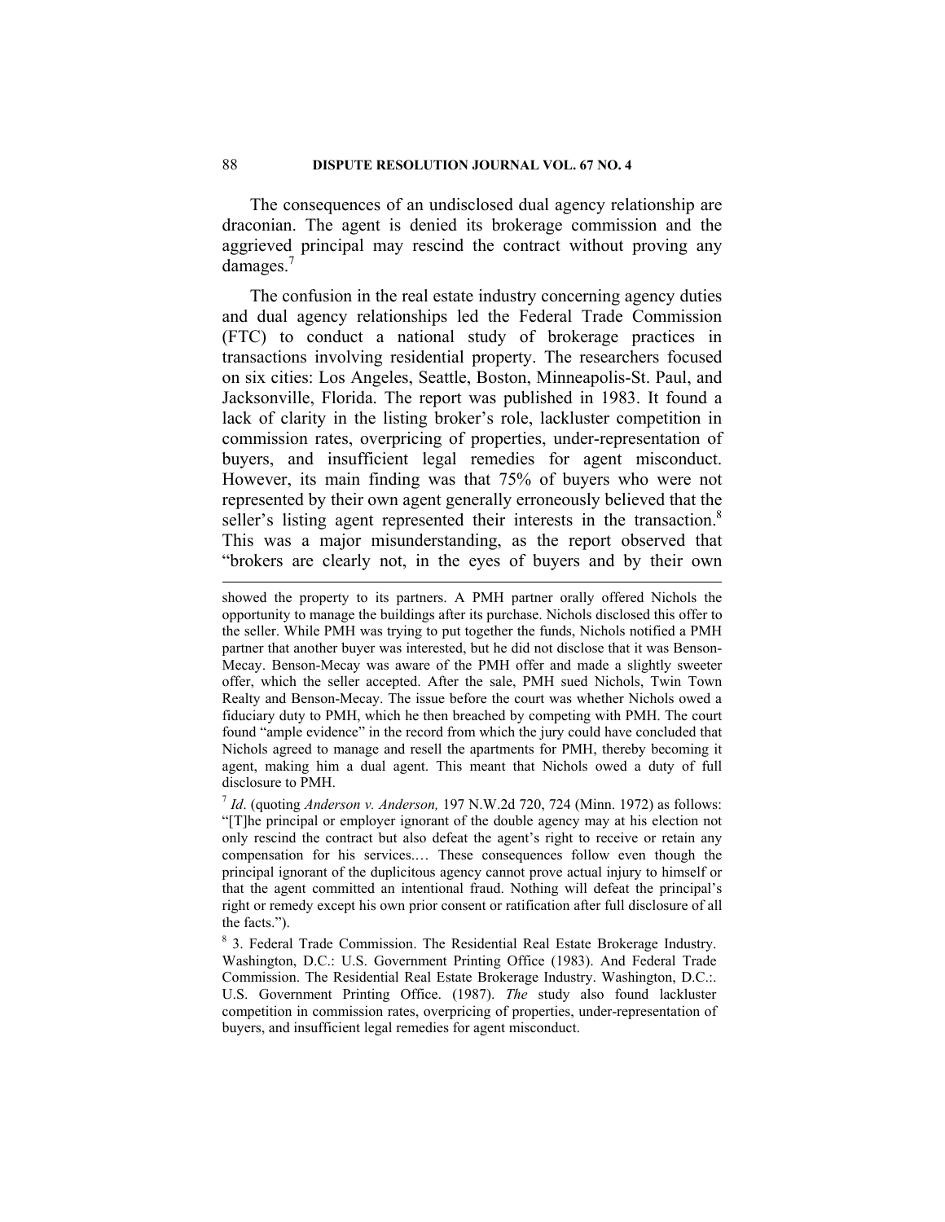The consequences of an undisclosed dual agency relationship are draconian. The agent is denied its brokerage commission and the aggrieved principal may rescind the contract without proving any damages.[7]

The confusion in the real estate industry concerning agency duties and dual agency relationships led the Federal Trade Commission (FTC) to conduct a national study of brokerage practices in transactions involving residential property. The researchers focused on six cities: Los Angeles, Seattle, Boston, Minneapolis-St. Paul, and Jacksonville, Florida. The report was published in 1983. It found a lack of clarity in the listing broker's role, lackluster competition in commission rates, overpricing of properties, under-representation of buyers, and insufficient legal remedies for agent misconduct. However, its main finding was that 75% of buyers who were not represented by their own agent generally erroneously believed that the seller's listing agent represented their interests in the transaction.[8] This was a major misunderstanding, as the report observed that "brokers are clearly not, in the eyes of buyers and by their own

---

showed the property to its partners. A PMH partner orally offered Nichols the opportunity to manage the buildings after its purchase. Nichols disclosed this offer to the seller. While PMH was trying to put together the funds, Nichols notified a PMH partner that another buyer was interested, but he did not disclose that it was Benson-Mecay. Benson-Mecay was aware of the PMH offer and made a slightly sweeter offer, which the seller accepted. After the sale, PMH sued Nichols, Twin Town Realty and Benson-Mecay. The issue before the court was whether Nichols owed a fiduciary duty to PMH, which he then breached by competing with PMH. The court found "ample evidence" in the record from which the jury could have concluded that Nichols agreed to manage and resell the apartments for PMH, thereby becoming it agent, making him a dual agent. This meant that Nichols owed a duty of full disclosure to PMH.

[7] *Id*. (quoting *Anderson v. Anderson,* 197 N.W.2d 720, 724 (Minn. 1972) as follows: "[T]he principal or employer ignorant of the double agency may at his election not only rescind the contract but also defeat the agent's right to receive or retain any compensation for his services.… These consequences follow even though the principal ignorant of the duplicitous agency cannot prove actual injury to himself or that the agent committed an intentional fraud. Nothing will defeat the principal's right or remedy except his own prior consent or ratification after full disclosure of all the facts.").

[8] 3. Federal Trade Commission. The Residential Real Estate Brokerage Industry. Washington, D.C.: U.S. Government Printing Office (1983). And Federal Trade Commission. The Residential Real Estate Brokerage Industry. Washington, D.C.:. U.S. Government Printing Office. (1987). *The* study also found lackluster competition in commission rates, overpricing of properties, under-representation of buyers, and insufficient legal remedies for agent misconduct.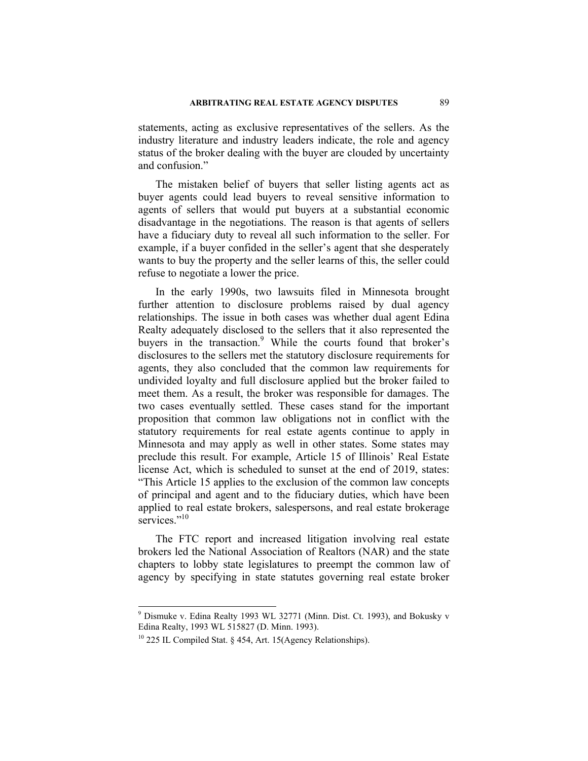statements, acting as exclusive representatives of the sellers. As the industry literature and industry leaders indicate, the role and agency status of the broker dealing with the buyer are clouded by uncertainty and confusion."

The mistaken belief of buyers that seller listing agents act as buyer agents could lead buyers to reveal sensitive information to agents of sellers that would put buyers at a substantial economic disadvantage in the negotiations. The reason is that agents of sellers have a fiduciary duty to reveal all such information to the seller. For example, if a buyer confided in the seller's agent that she desperately wants to buy the property and the seller learns of this, the seller could refuse to negotiate a lower the price.

In the early 1990s, two lawsuits filed in Minnesota brought further attention to disclosure problems raised by dual agency relationships. The issue in both cases was whether dual agent Edina Realty adequately disclosed to the sellers that it also represented the buyers in the transaction.[9] While the courts found that broker's disclosures to the sellers met the statutory disclosure requirements for agents, they also concluded that the common law requirements for undivided loyalty and full disclosure applied but the broker failed to meet them. As a result, the broker was responsible for damages. The two cases eventually settled. These cases stand for the important proposition that common law obligations not in conflict with the statutory requirements for real estate agents continue to apply in Minnesota and may apply as well in other states. Some states may preclude this result. For example, Article 15 of Illinois' Real Estate license Act, which is scheduled to sunset at the end of 2019, states: "This Article 15 applies to the exclusion of the common law concepts of principal and agent and to the fiduciary duties, which have been applied to real estate brokers, salespersons, and real estate brokerage services."[10]

The FTC report and increased litigation involving real estate brokers led the National Association of Realtors (NAR) and the state chapters to lobby state legislatures to preempt the common law of agency by specifying in state statutes governing real estate broker

---

[9] Dismuke v. Edina Realty 1993 WL 32771 (Minn. Dist. Ct. 1993), and Bokusky v Edina Realty, 1993 WL 515827 (D. Minn. 1993).

[10] 225 IL Compiled Stat. § 454, Art. 15(Agency Relationships).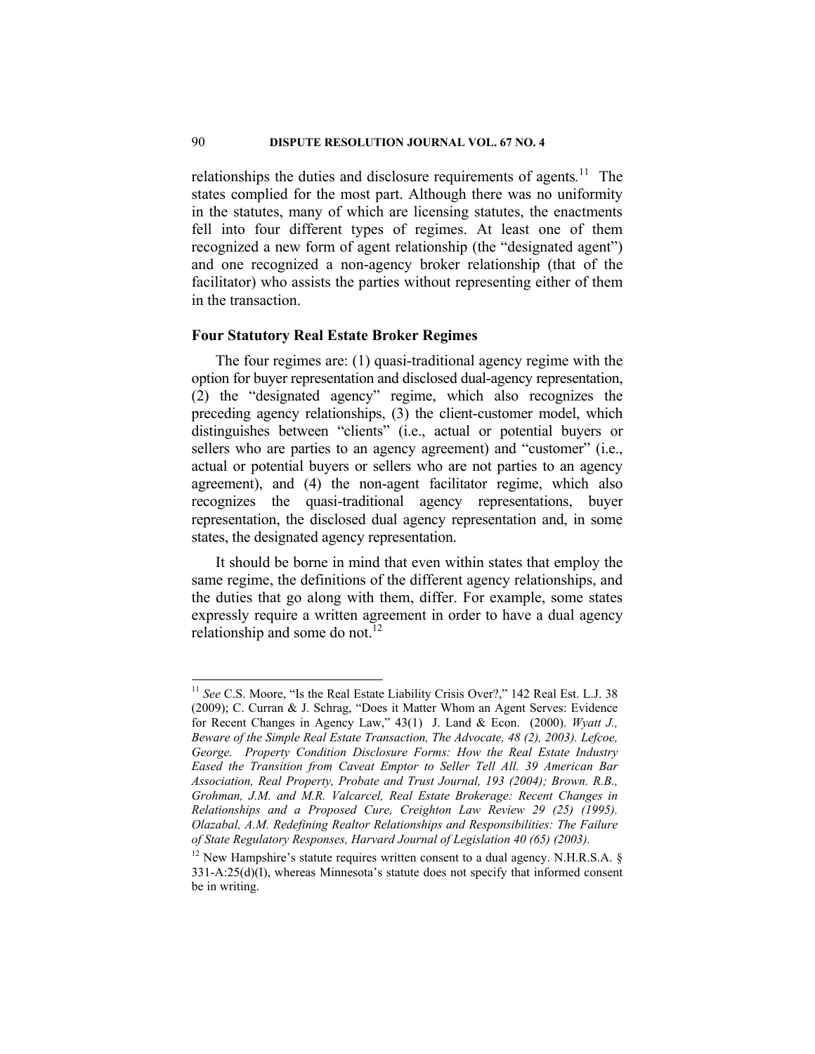relationships the duties and disclosure requirements of agents.[11] The states complied for the most part. Although there was no uniformity in the statutes, many of which are licensing statutes, the enactments fell into four different types of regimes. At least one of them recognized a new form of agent relationship (the "designated agent") and one recognized a non-agency broker relationship (that of the facilitator) who assists the parties without representing either of them in the transaction.

### Four Statutory Real Estate Broker Regimes

The four regimes are: (1) quasi-traditional agency regime with the option for buyer representation and disclosed dual-agency representation, (2) the "designated agency" regime, which also recognizes the preceding agency relationships, (3) the client-customer model, which distinguishes between "clients" (i.e., actual or potential buyers or sellers who are parties to an agency agreement) and "customer" (i.e., actual or potential buyers or sellers who are not parties to an agency agreement), and (4) the non-agent facilitator regime, which also recognizes the quasi-traditional agency representations, buyer representation, the disclosed dual agency representation and, in some states, the designated agency representation.

It should be borne in mind that even within states that employ the same regime, the definitions of the different agency relationships, and the duties that go along with them, differ. For example, some states expressly require a written agreement in order to have a dual agency relationship and some do not.[12]

---

[11] *See* C.S. Moore, "Is the Real Estate Liability Crisis Over?," 142 Real Est. L.J. 38 (2009); C. Curran & J. Schrag, "Does it Matter Whom an Agent Serves: Evidence for Recent Changes in Agency Law," 43(1) J. Land & Econ. (2000). *Wyatt J., Beware of the Simple Real Estate Transaction, The Advocate, 48 (2), 2003). Lefcoe, George. Property Condition Disclosure Forms: How the Real Estate Industry Eased the Transition from Caveat Emptor to Seller Tell All. 39 American Bar Association, Real Property, Probate and Trust Journal, 193 (2004); Brown. R.B., Grohman, J.M. and M.R. Valcarcel, Real Estate Brokerage: Recent Changes in Relationships and a Proposed Cure, Creighton Law Review 29 (25) (1995). Olazabal, A.M. Redefining Realtor Relationships and Responsibilities: The Failure of State Regulatory Responses, Harvard Journal of Legislation 40 (65) (2003).*

[12] New Hampshire's statute requires written consent to a dual agency. N.H.R.S.A. § 331-A:25(d)(I), whereas Minnesota's statute does not specify that informed consent be in writing.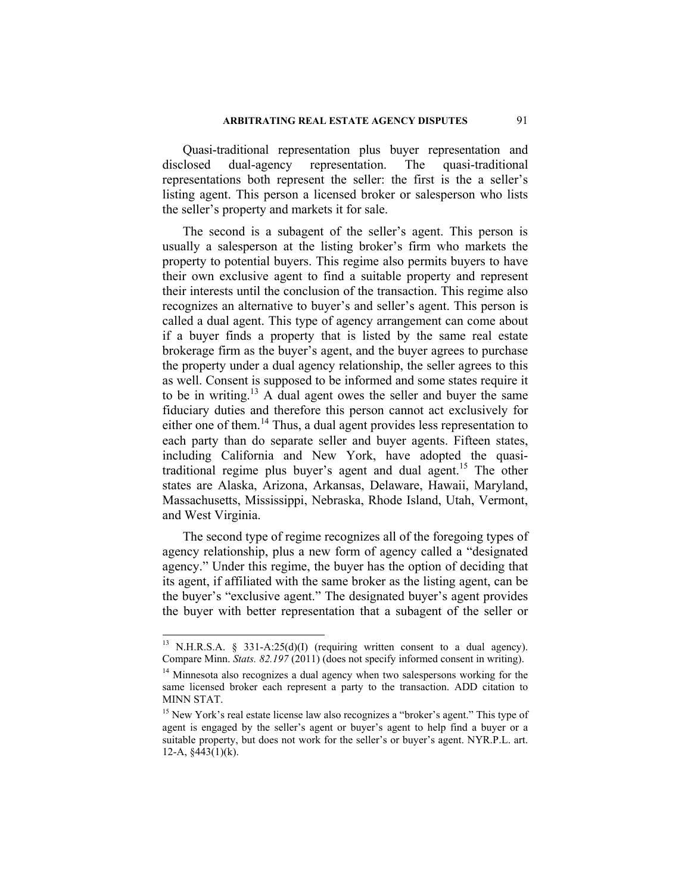Quasi-traditional representation plus buyer representation and disclosed dual-agency representation. The quasi-traditional representations both represent the seller: the first is the a seller's listing agent. This person a licensed broker or salesperson who lists the seller's property and markets it for sale.

The second is a subagent of the seller's agent. This person is usually a salesperson at the listing broker's firm who markets the property to potential buyers. This regime also permits buyers to have their own exclusive agent to find a suitable property and represent their interests until the conclusion of the transaction. This regime also recognizes an alternative to buyer's and seller's agent. This person is called a dual agent. This type of agency arrangement can come about if a buyer finds a property that is listed by the same real estate brokerage firm as the buyer's agent, and the buyer agrees to purchase the property under a dual agency relationship, the seller agrees to this as well. Consent is supposed to be informed and some states require it to be in writing.[13] A dual agent owes the seller and buyer the same fiduciary duties and therefore this person cannot act exclusively for either one of them.[14] Thus, a dual agent provides less representation to each party than do separate seller and buyer agents. Fifteen states, including California and New York, have adopted the quasi-traditional regime plus buyer's agent and dual agent.[15] The other states are Alaska, Arizona, Arkansas, Delaware, Hawaii, Maryland, Massachusetts, Mississippi, Nebraska, Rhode Island, Utah, Vermont, and West Virginia.

The second type of regime recognizes all of the foregoing types of agency relationship, plus a new form of agency called a "designated agency." Under this regime, the buyer has the option of deciding that its agent, if affiliated with the same broker as the listing agent, can be the buyer's "exclusive agent." The designated buyer's agent provides the buyer with better representation that a subagent of the seller or

---

[13] N.H.R.S.A. § 331-A:25(d)(I) (requiring written consent to a dual agency). Compare Minn. *Stats. 82.197* (2011) (does not specify informed consent in writing).

[14] Minnesota also recognizes a dual agency when two salespersons working for the same licensed broker each represent a party to the transaction. ADD citation to MINN STAT.

[15] New York's real estate license law also recognizes a "broker's agent." This type of agent is engaged by the seller's agent or buyer's agent to help find a buyer or a suitable property, but does not work for the seller's or buyer's agent. NYR.P.L. art. 12-A, §443(1)(k).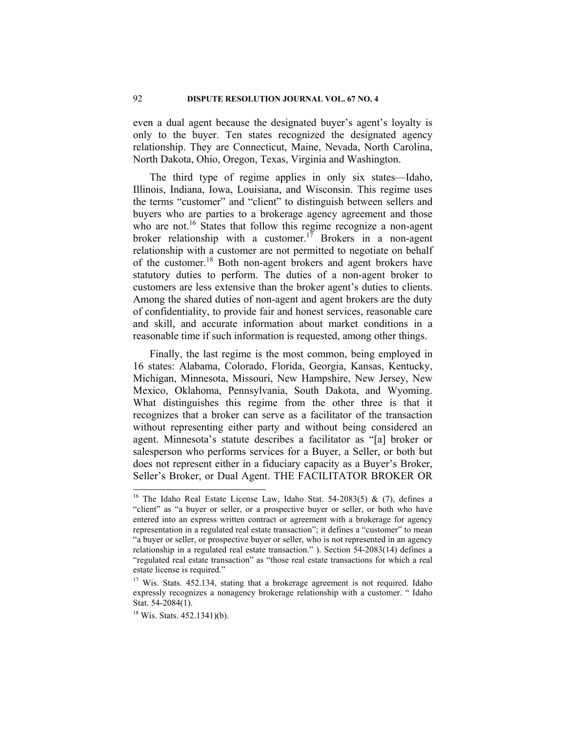even a dual agent because the designated buyer's agent's loyalty is only to the buyer. Ten states recognized the designated agency relationship. They are Connecticut, Maine, Nevada, North Carolina, North Dakota, Ohio, Oregon, Texas, Virginia and Washington.

The third type of regime applies in only six states—Idaho, Illinois, Indiana, Iowa, Louisiana, and Wisconsin. This regime uses the terms "customer" and "client" to distinguish between sellers and buyers who are parties to a brokerage agency agreement and those who are not.[16] States that follow this regime recognize a non-agent broker relationship with a customer.[17] Brokers in a non-agent relationship with a customer are not permitted to negotiate on behalf of the customer.[18] Both non-agent brokers and agent brokers have statutory duties to perform. The duties of a non-agent broker to customers are less extensive than the broker agent's duties to clients. Among the shared duties of non-agent and agent brokers are the duty of confidentiality, to provide fair and honest services, reasonable care and skill, and accurate information about market conditions in a reasonable time if such information is requested, among other things.

Finally, the last regime is the most common, being employed in 16 states: Alabama, Colorado, Florida, Georgia, Kansas, Kentucky, Michigan, Minnesota, Missouri, New Hampshire, New Jersey, New Mexico, Oklahoma, Pennsylvania, South Dakota, and Wyoming. What distinguishes this regime from the other three is that it recognizes that a broker can serve as a facilitator of the transaction without representing either party and without being considered an agent. Minnesota's statute describes a facilitator as "[a] broker or salesperson who performs services for a Buyer, a Seller, or both but does not represent either in a fiduciary capacity as a Buyer's Broker, Seller's Broker, or Dual Agent. THE FACILITATOR BROKER OR

---

[16] The Idaho Real Estate License Law, Idaho Stat. 54-2083(5) & (7), defines a "client" as "a buyer or seller, or a prospective buyer or seller, or both who have entered into an express written contract or agreement with a brokerage for agency representation in a regulated real estate transaction"; it defines a "customer" to mean "a buyer or seller, or prospective buyer or seller, who is not represented in an agency relationship in a regulated real estate transaction." ). Section 54-2083(14) defines a "regulated real estate transaction" as "those real estate transactions for which a real estate license is required."

[17] Wis. Stats. 452.134, stating that a brokerage agreement is not required. Idaho expressly recognizes a nonagency brokerage relationship with a customer. " Idaho Stat. 54-2084(1).

[18] Wis. Stats. 452.1341)(b).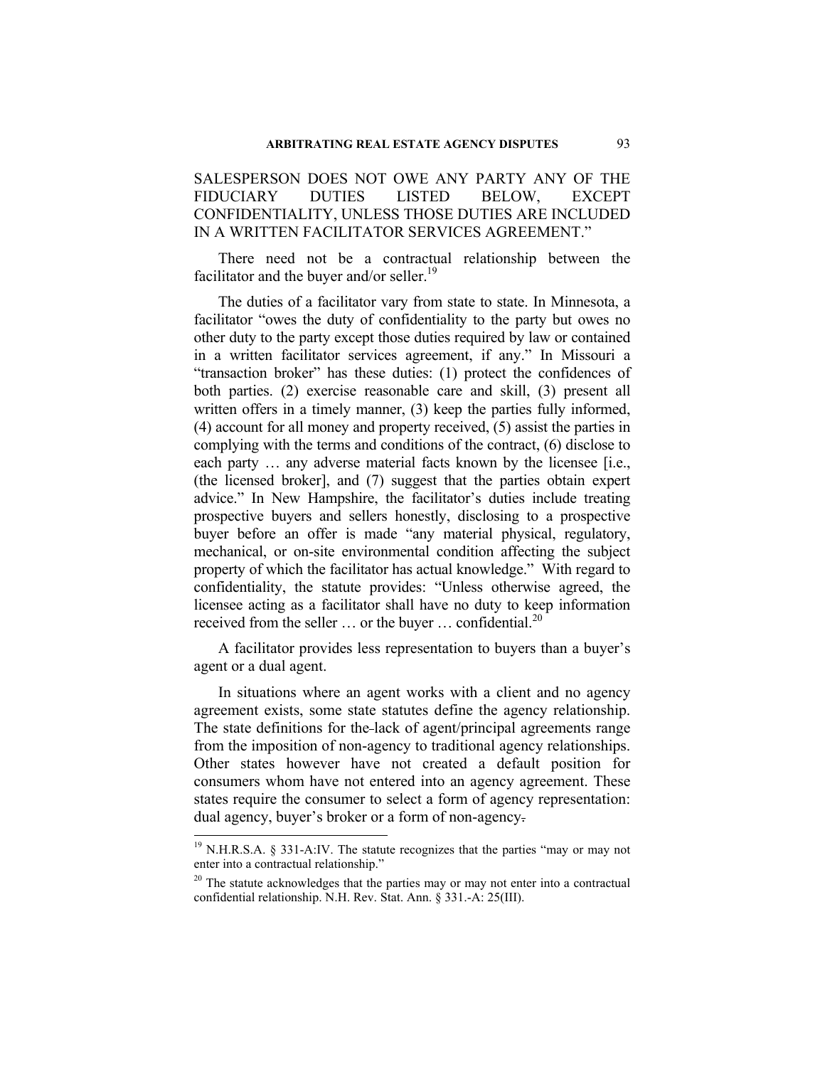SALESPERSON DOES NOT OWE ANY PARTY ANY OF THE FIDUCIARY DUTIES LISTED BELOW, EXCEPT CONFIDENTIALITY, UNLESS THOSE DUTIES ARE INCLUDED IN A WRITTEN FACILITATOR SERVICES AGREEMENT."

There need not be a contractual relationship between the facilitator and the buyer and/or seller.[19]

The duties of a facilitator vary from state to state. In Minnesota, a facilitator "owes the duty of confidentiality to the party but owes no other duty to the party except those duties required by law or contained in a written facilitator services agreement, if any." In Missouri a "transaction broker" has these duties: (1) protect the confidences of both parties. (2) exercise reasonable care and skill, (3) present all written offers in a timely manner, (3) keep the parties fully informed, (4) account for all money and property received, (5) assist the parties in complying with the terms and conditions of the contract, (6) disclose to each party … any adverse material facts known by the licensee [i.e., (the licensed broker], and (7) suggest that the parties obtain expert advice." In New Hampshire, the facilitator's duties include treating prospective buyers and sellers honestly, disclosing to a prospective buyer before an offer is made "any material physical, regulatory, mechanical, or on-site environmental condition affecting the subject property of which the facilitator has actual knowledge." With regard to confidentiality, the statute provides: "Unless otherwise agreed, the licensee acting as a facilitator shall have no duty to keep information received from the seller … or the buyer … confidential.[20]

A facilitator provides less representation to buyers than a buyer's agent or a dual agent.

In situations where an agent works with a client and no agency agreement exists, some state statutes define the agency relationship. The state definitions for the lack of agent/principal agreements range from the imposition of non-agency to traditional agency relationships. Other states however have not created a default position for consumers whom have not entered into an agency agreement. These states require the consumer to select a form of agency representation: dual agency, buyer's broker or a form of non-agency.

---

[19] N.H.R.S.A. § 331-A:IV. The statute recognizes that the parties "may or may not enter into a contractual relationship."

[20] The statute acknowledges that the parties may or may not enter into a contractual confidential relationship. N.H. Rev. Stat. Ann. § 331.-A: 25(III).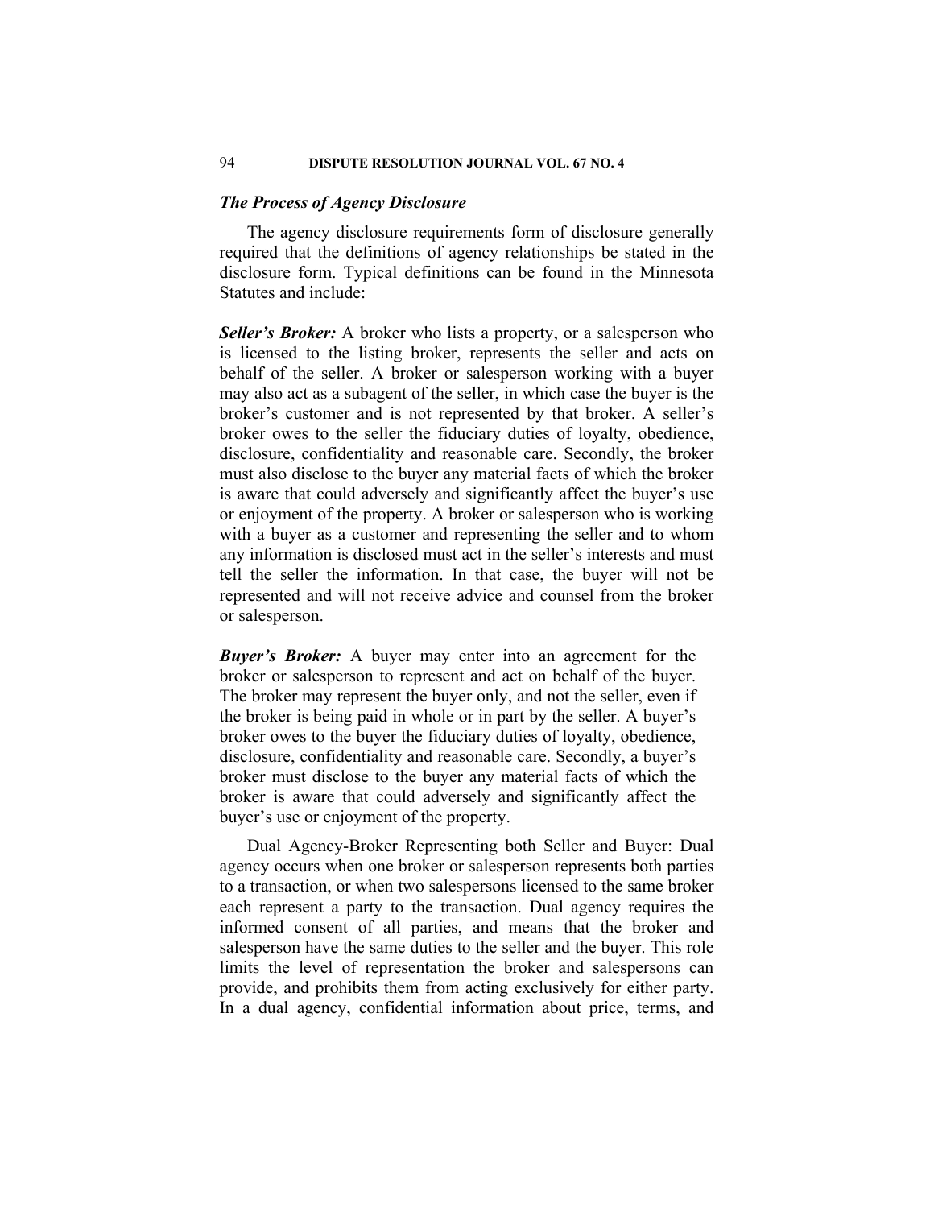### *The Process of Agency Disclosure*

The agency disclosure requirements form of disclosure generally required that the definitions of agency relationships be stated in the disclosure form. Typical definitions can be found in the Minnesota Statutes and include:

***Seller's Broker:*** A broker who lists a property, or a salesperson who is licensed to the listing broker, represents the seller and acts on behalf of the seller. A broker or salesperson working with a buyer may also act as a subagent of the seller, in which case the buyer is the broker's customer and is not represented by that broker. A seller's broker owes to the seller the fiduciary duties of loyalty, obedience, disclosure, confidentiality and reasonable care. Secondly, the broker must also disclose to the buyer any material facts of which the broker is aware that could adversely and significantly affect the buyer's use or enjoyment of the property. A broker or salesperson who is working with a buyer as a customer and representing the seller and to whom any information is disclosed must act in the seller's interests and must tell the seller the information. In that case, the buyer will not be represented and will not receive advice and counsel from the broker or salesperson.

***Buyer's Broker:*** A buyer may enter into an agreement for the broker or salesperson to represent and act on behalf of the buyer. The broker may represent the buyer only, and not the seller, even if the broker is being paid in whole or in part by the seller. A buyer's broker owes to the buyer the fiduciary duties of loyalty, obedience, disclosure, confidentiality and reasonable care. Secondly, a buyer's broker must disclose to the buyer any material facts of which the broker is aware that could adversely and significantly affect the buyer's use or enjoyment of the property.

Dual Agency-Broker Representing both Seller and Buyer: Dual agency occurs when one broker or salesperson represents both parties to a transaction, or when two salespersons licensed to the same broker each represent a party to the transaction. Dual agency requires the informed consent of all parties, and means that the broker and salesperson have the same duties to the seller and the buyer. This role limits the level of representation the broker and salespersons can provide, and prohibits them from acting exclusively for either party. In a dual agency, confidential information about price, terms, and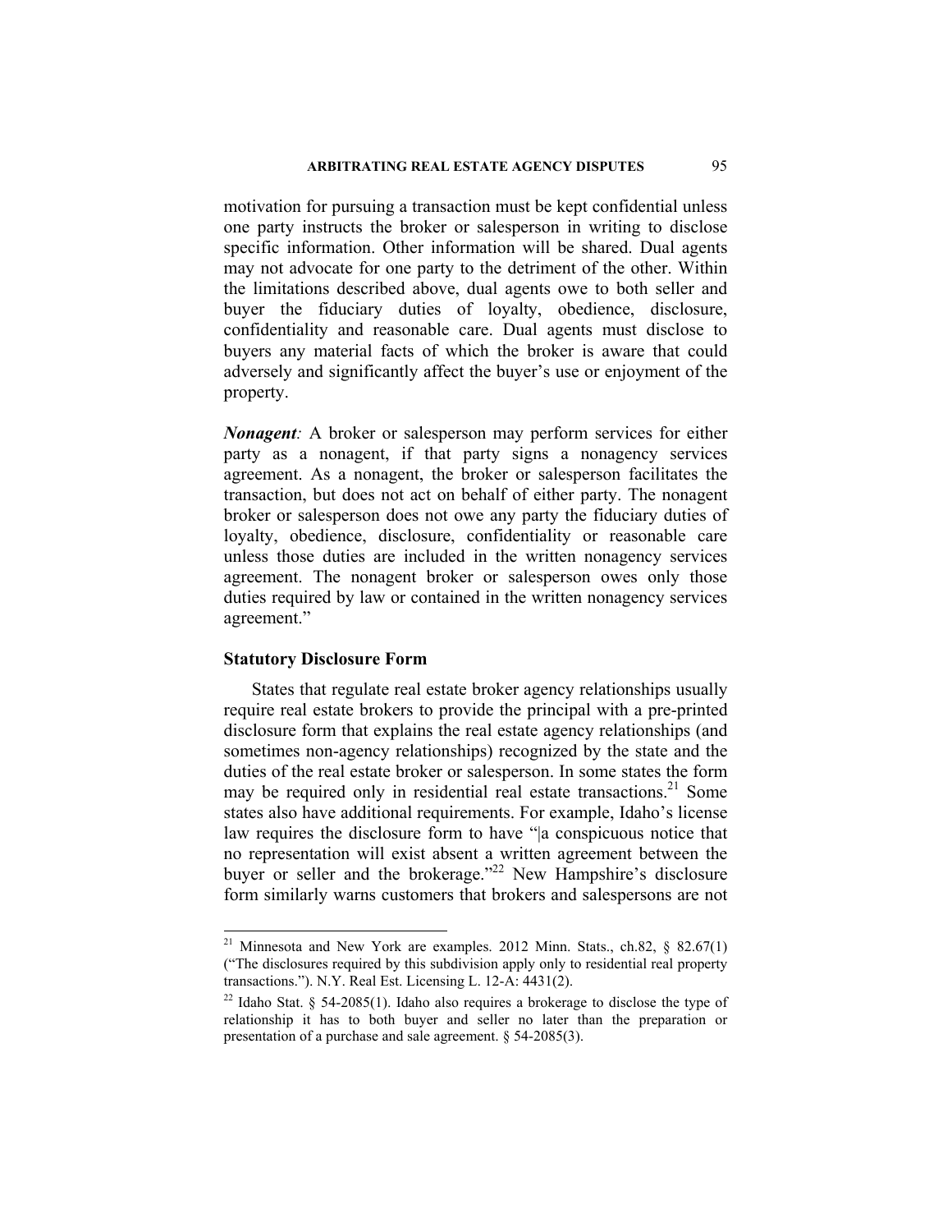motivation for pursuing a transaction must be kept confidential unless one party instructs the broker or salesperson in writing to disclose specific information. Other information will be shared. Dual agents may not advocate for one party to the detriment of the other. Within the limitations described above, dual agents owe to both seller and buyer the fiduciary duties of loyalty, obedience, disclosure, confidentiality and reasonable care. Dual agents must disclose to buyers any material facts of which the broker is aware that could adversely and significantly affect the buyer's use or enjoyment of the property.

***Nonagent**:* A broker or salesperson may perform services for either party as a nonagent, if that party signs a nonagency services agreement. As a nonagent, the broker or salesperson facilitates the transaction, but does not act on behalf of either party. The nonagent broker or salesperson does not owe any party the fiduciary duties of loyalty, obedience, disclosure, confidentiality or reasonable care unless those duties are included in the written nonagency services agreement. The nonagent broker or salesperson owes only those duties required by law or contained in the written nonagency services agreement."

**Statutory Disclosure Form**

States that regulate real estate broker agency relationships usually require real estate brokers to provide the principal with a pre-printed disclosure form that explains the real estate agency relationships (and sometimes non-agency relationships) recognized by the state and the duties of the real estate broker or salesperson. In some states the form may be required only in residential real estate transactions.[21] Some states also have additional requirements. For example, Idaho's license law requires the disclosure form to have "|a conspicuous notice that no representation will exist absent a written agreement between the buyer or seller and the brokerage."[22] New Hampshire's disclosure form similarly warns customers that brokers and salespersons are not

---

[21] Minnesota and New York are examples. 2012 Minn. Stats., ch.82, § 82.67(1) ("The disclosures required by this subdivision apply only to residential real property transactions."). N.Y. Real Est. Licensing L. 12-A: 4431(2).

[22] Idaho Stat. § 54-2085(1). Idaho also requires a brokerage to disclose the type of relationship it has to both buyer and seller no later than the preparation or presentation of a purchase and sale agreement. § 54-2085(3).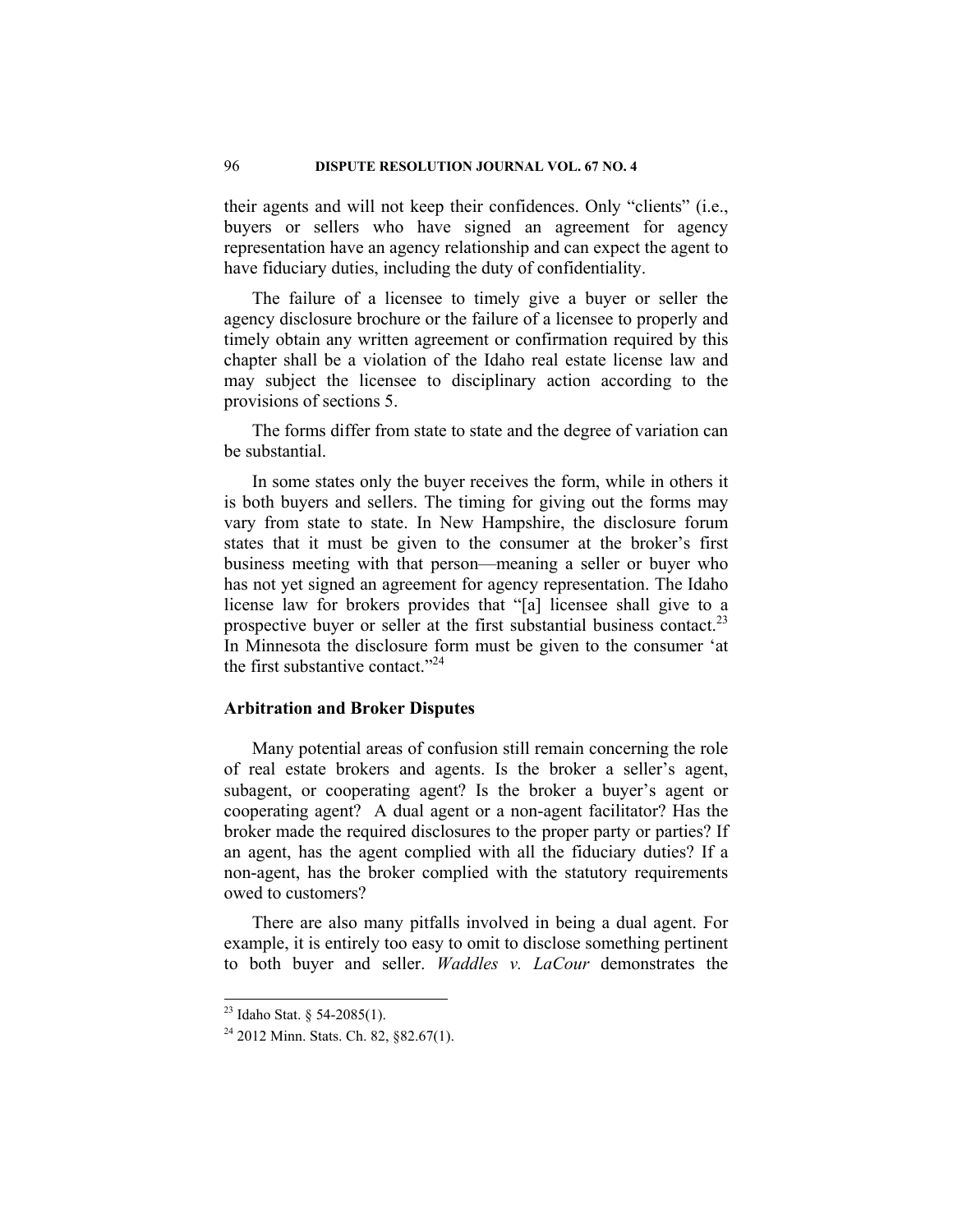their agents and will not keep their confidences. Only "clients" (i.e., buyers or sellers who have signed an agreement for agency representation have an agency relationship and can expect the agent to have fiduciary duties, including the duty of confidentiality.

The failure of a licensee to timely give a buyer or seller the agency disclosure brochure or the failure of a licensee to properly and timely obtain any written agreement or confirmation required by this chapter shall be a violation of the Idaho real estate license law and may subject the licensee to disciplinary action according to the provisions of sections 5.

The forms differ from state to state and the degree of variation can be substantial.

In some states only the buyer receives the form, while in others it is both buyers and sellers. The timing for giving out the forms may vary from state to state. In New Hampshire, the disclosure forum states that it must be given to the consumer at the broker's first business meeting with that person—meaning a seller or buyer who has not yet signed an agreement for agency representation. The Idaho license law for brokers provides that "[a] licensee shall give to a prospective buyer or seller at the first substantial business contact.[23] In Minnesota the disclosure form must be given to the consumer 'at the first substantive contact."[24]

## Arbitration and Broker Disputes

Many potential areas of confusion still remain concerning the role of real estate brokers and agents. Is the broker a seller's agent, subagent, or cooperating agent? Is the broker a buyer's agent or cooperating agent? A dual agent or a non-agent facilitator? Has the broker made the required disclosures to the proper party or parties? If an agent, has the agent complied with all the fiduciary duties? If a non-agent, has the broker complied with the statutory requirements owed to customers?

There are also many pitfalls involved in being a dual agent. For example, it is entirely too easy to omit to disclose something pertinent to both buyer and seller. *Waddles v. LaCour* demonstrates the

[23] Idaho Stat. § 54-2085(1).

[24] 2012 Minn. Stats. Ch. 82, §82.67(1).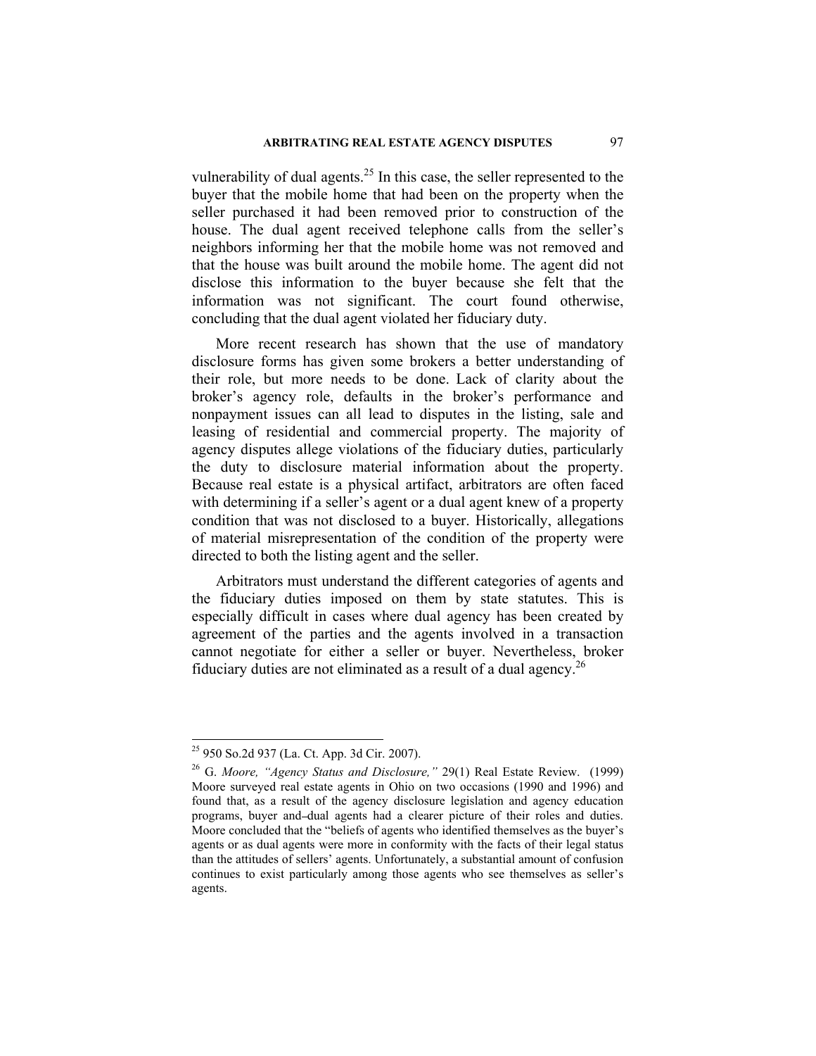vulnerability of dual agents.[25] In this case, the seller represented to the buyer that the mobile home that had been on the property when the seller purchased it had been removed prior to construction of the house. The dual agent received telephone calls from the seller's neighbors informing her that the mobile home was not removed and that the house was built around the mobile home. The agent did not disclose this information to the buyer because she felt that the information was not significant. The court found otherwise, concluding that the dual agent violated her fiduciary duty.

More recent research has shown that the use of mandatory disclosure forms has given some brokers a better understanding of their role, but more needs to be done. Lack of clarity about the broker's agency role, defaults in the broker's performance and nonpayment issues can all lead to disputes in the listing, sale and leasing of residential and commercial property. The majority of agency disputes allege violations of the fiduciary duties, particularly the duty to disclosure material information about the property. Because real estate is a physical artifact, arbitrators are often faced with determining if a seller's agent or a dual agent knew of a property condition that was not disclosed to a buyer. Historically, allegations of material misrepresentation of the condition of the property were directed to both the listing agent and the seller.

Arbitrators must understand the different categories of agents and the fiduciary duties imposed on them by state statutes. This is especially difficult in cases where dual agency has been created by agreement of the parties and the agents involved in a transaction cannot negotiate for either a seller or buyer. Nevertheless, broker fiduciary duties are not eliminated as a result of a dual agency.[26]

---

[25] 950 So.2d 937 (La. Ct. App. 3d Cir. 2007).

[26] G. *Moore, "Agency Status and Disclosure,"* 29(1) Real Estate Review. (1999) Moore surveyed real estate agents in Ohio on two occasions (1990 and 1996) and found that, as a result of the agency disclosure legislation and agency education programs, buyer and–dual agents had a clearer picture of their roles and duties. Moore concluded that the "beliefs of agents who identified themselves as the buyer's agents or as dual agents were more in conformity with the facts of their legal status than the attitudes of sellers' agents. Unfortunately, a substantial amount of confusion continues to exist particularly among those agents who see themselves as seller's agents.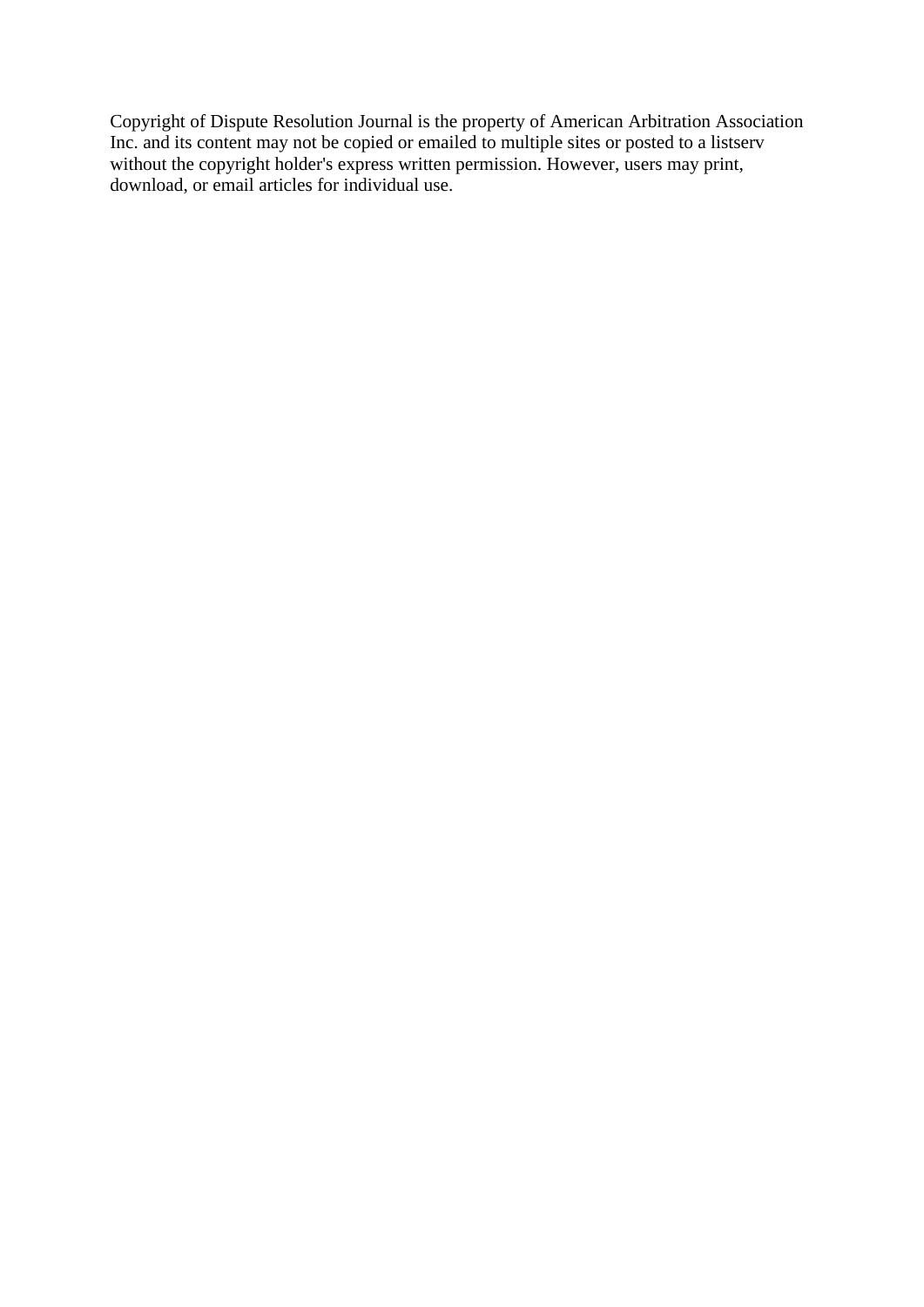Copyright of Dispute Resolution Journal is the property of American Arbitration Association Inc. and its content may not be copied or emailed to multiple sites or posted to a listserv without the copyright holder's express written permission. However, users may print, download, or email articles for individual use.